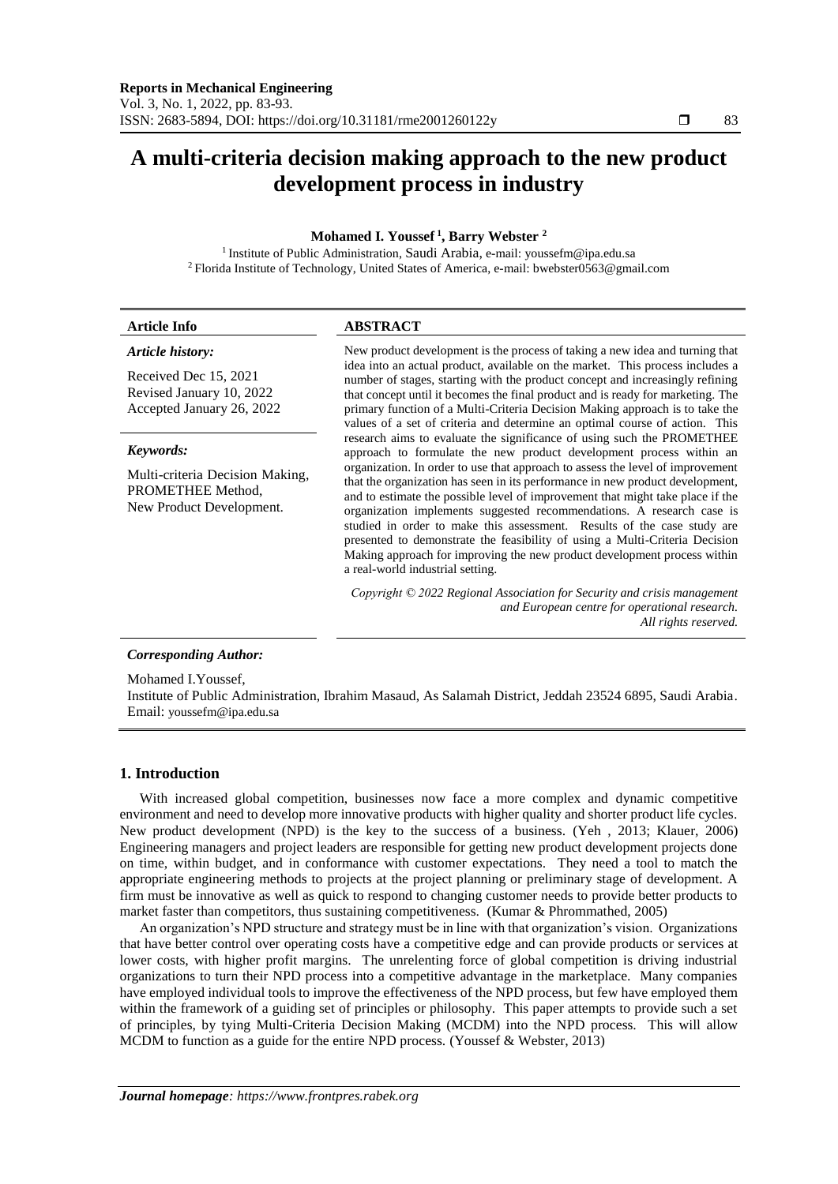# A multi-criteria decision making approach to the new product development process in industry

**Mohamed I. Youssef [1], Barry Webster [2]**

[1] Institute of Public Administration, Saudi Arabia, e-mail: youssefm@ipa.edu.sa
[2] Florida Institute of Technology, United States of America, e-mail: bwebster0563@gmail.com

**Article Info**

*Article history:*

Received Dec 15, 2021
Revised January 10, 2022
Accepted January 26, 2022

*Keywords:*

Multi-criteria Decision Making,
PROMETHEE Method,
New Product Development.

**ABSTRACT**

New product development is the process of taking a new idea and turning that idea into an actual product, available on the market. This process includes a number of stages, starting with the product concept and increasingly refining that concept until it becomes the final product and is ready for marketing. The primary function of a Multi-Criteria Decision Making approach is to take the values of a set of criteria and determine an optimal course of action. This research aims to evaluate the significance of using such the PROMETHEE approach to formulate the new product development process within an organization. In order to use that approach to assess the level of improvement that the organization has seen in its performance in new product development, and to estimate the possible level of improvement that might take place if the organization implements suggested recommendations. A research case is studied in order to make this assessment. Results of the case study are presented to demonstrate the feasibility of using a Multi-Criteria Decision Making approach for improving the new product development process within a real-world industrial setting.

*Copyright © 2022 Regional Association for Security and crisis management and European centre for operational research. All rights reserved.*

***Corresponding Author:***

Mohamed I.Youssef,
Institute of Public Administration, Ibrahim Masaud, As Salamah District, Jeddah 23524 6895, Saudi Arabia.
Email: youssefm@ipa.edu.sa

## 1. Introduction

With increased global competition, businesses now face a more complex and dynamic competitive environment and need to develop more innovative products with higher quality and shorter product life cycles. New product development (NPD) is the key to the success of a business. (Yeh , 2013; Klauer, 2006) Engineering managers and project leaders are responsible for getting new product development projects done on time, within budget, and in conformance with customer expectations. They need a tool to match the appropriate engineering methods to projects at the project planning or preliminary stage of development. A firm must be innovative as well as quick to respond to changing customer needs to provide better products to market faster than competitors, thus sustaining competitiveness. (Kumar & Phrommathed, 2005)

An organization's NPD structure and strategy must be in line with that organization's vision. Organizations that have better control over operating costs have a competitive edge and can provide products or services at lower costs, with higher profit margins. The unrelenting force of global competition is driving industrial organizations to turn their NPD process into a competitive advantage in the marketplace. Many companies have employed individual tools to improve the effectiveness of the NPD process, but few have employed them within the framework of a guiding set of principles or philosophy. This paper attempts to provide such a set of principles, by tying Multi-Criteria Decision Making (MCDM) into the NPD process. This will allow MCDM to function as a guide for the entire NPD process. (Youssef & Webster, 2013)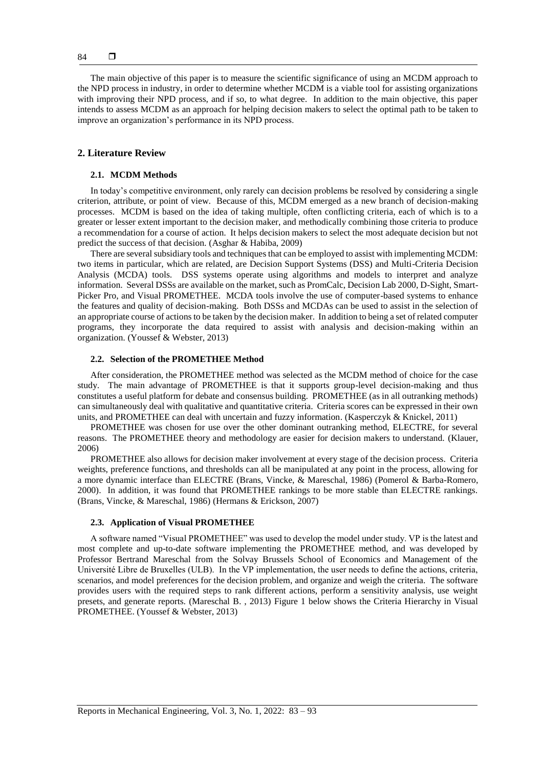The main objective of this paper is to measure the scientific significance of using an MCDM approach to the NPD process in industry, in order to determine whether MCDM is a viable tool for assisting organizations with improving their NPD process, and if so, to what degree. In addition to the main objective, this paper intends to assess MCDM as an approach for helping decision makers to select the optimal path to be taken to improve an organization's performance in its NPD process.

## 2. Literature Review

### 2.1. MCDM Methods

In today's competitive environment, only rarely can decision problems be resolved by considering a single criterion, attribute, or point of view. Because of this, MCDM emerged as a new branch of decision-making processes. MCDM is based on the idea of taking multiple, often conflicting criteria, each of which is to a greater or lesser extent important to the decision maker, and methodically combining those criteria to produce a recommendation for a course of action. It helps decision makers to select the most adequate decision but not predict the success of that decision. (Asghar & Habiba, 2009)

There are several subsidiary tools and techniques that can be employed to assist with implementing MCDM: two items in particular, which are related, are Decision Support Systems (DSS) and Multi-Criteria Decision Analysis (MCDA) tools. DSS systems operate using algorithms and models to interpret and analyze information. Several DSSs are available on the market, such as PromCalc, Decision Lab 2000, D-Sight, Smart-Picker Pro, and Visual PROMETHEE. MCDA tools involve the use of computer-based systems to enhance the features and quality of decision-making. Both DSSs and MCDAs can be used to assist in the selection of an appropriate course of actions to be taken by the decision maker. In addition to being a set of related computer programs, they incorporate the data required to assist with analysis and decision-making within an organization. (Youssef & Webster, 2013)

### 2.2. Selection of the PROMETHEE Method

After consideration, the PROMETHEE method was selected as the MCDM method of choice for the case study. The main advantage of PROMETHEE is that it supports group-level decision-making and thus constitutes a useful platform for debate and consensus building. PROMETHEE (as in all outranking methods) can simultaneously deal with qualitative and quantitative criteria. Criteria scores can be expressed in their own units, and PROMETHEE can deal with uncertain and fuzzy information. (Kasperczyk & Knickel, 2011)

PROMETHEE was chosen for use over the other dominant outranking method, ELECTRE, for several reasons. The PROMETHEE theory and methodology are easier for decision makers to understand. (Klauer, 2006)

PROMETHEE also allows for decision maker involvement at every stage of the decision process. Criteria weights, preference functions, and thresholds can all be manipulated at any point in the process, allowing for a more dynamic interface than ELECTRE (Brans, Vincke, & Mareschal, 1986) (Pomerol & Barba-Romero, 2000). In addition, it was found that PROMETHEE rankings to be more stable than ELECTRE rankings. (Brans, Vincke, & Mareschal, 1986) (Hermans & Erickson, 2007)

### 2.3. Application of Visual PROMETHEE

A software named "Visual PROMETHEE" was used to develop the model under study. VP is the latest and most complete and up-to-date software implementing the PROMETHEE method, and was developed by Professor Bertrand Mareschal from the Solvay Brussels School of Economics and Management of the Université Libre de Bruxelles (ULB). In the VP implementation, the user needs to define the actions, criteria, scenarios, and model preferences for the decision problem, and organize and weigh the criteria. The software provides users with the required steps to rank different actions, perform a sensitivity analysis, use weight presets, and generate reports. (Mareschal B. , 2013) Figure 1 below shows the Criteria Hierarchy in Visual PROMETHEE. (Youssef & Webster, 2013)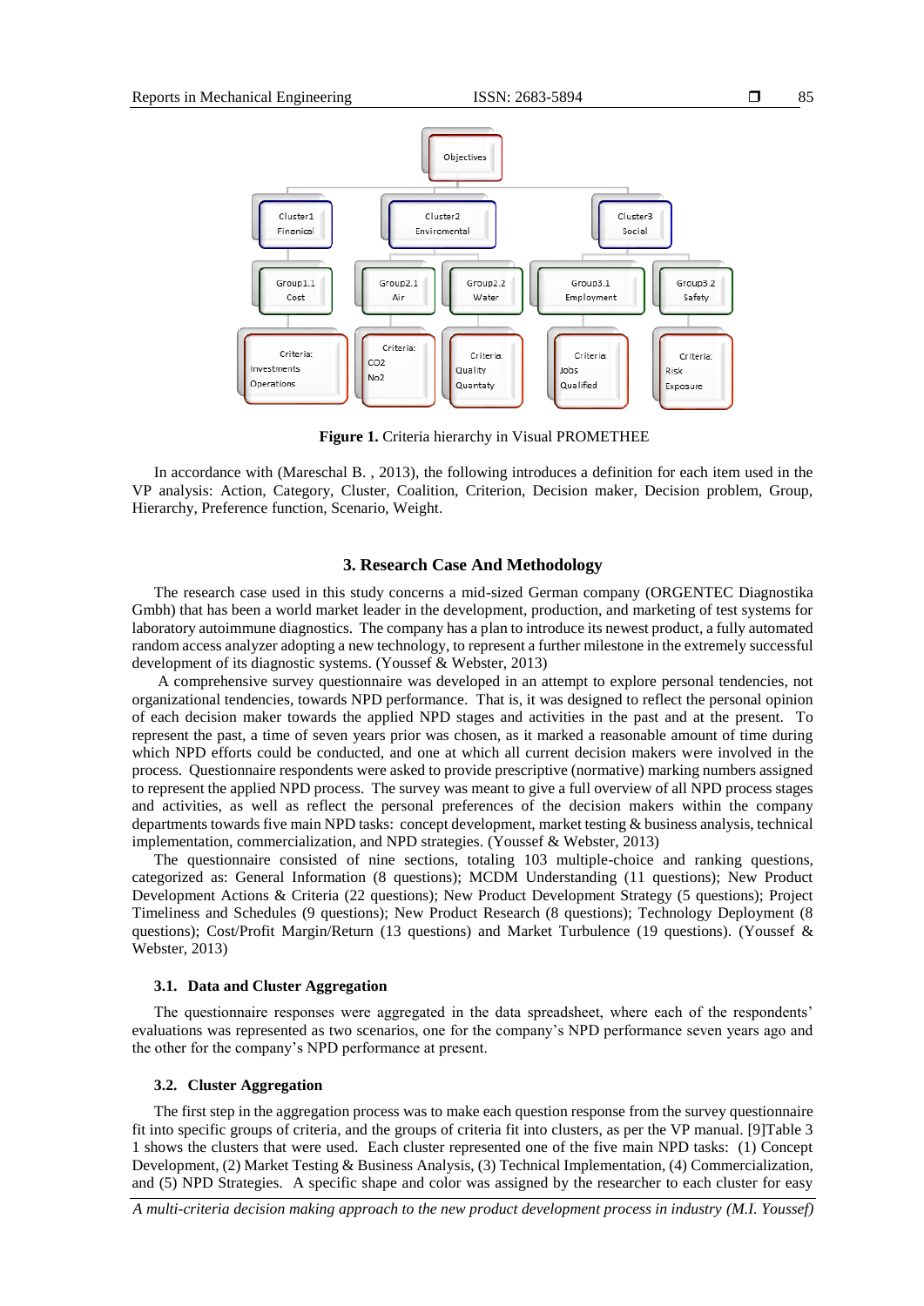Figure 1. Criteria hierarchy in Visual PROMETHEE

In accordance with (Mareschal B. , 2013), the following introduces a definition for each item used in the VP analysis: Action, Category, Cluster, Coalition, Criterion, Decision maker, Decision problem, Group, Hierarchy, Preference function, Scenario, Weight.

## 3. Research Case And Methodology

The research case used in this study concerns a mid-sized German company (ORGENTEC Diagnostika Gmbh) that has been a world market leader in the development, production, and marketing of test systems for laboratory autoimmune diagnostics. The company has a plan to introduce its newest product, a fully automated random access analyzer adopting a new technology, to represent a further milestone in the extremely successful development of its diagnostic systems. (Youssef & Webster, 2013)

A comprehensive survey questionnaire was developed in an attempt to explore personal tendencies, not organizational tendencies, towards NPD performance. That is, it was designed to reflect the personal opinion of each decision maker towards the applied NPD stages and activities in the past and at the present. To represent the past, a time of seven years prior was chosen, as it marked a reasonable amount of time during which NPD efforts could be conducted, and one at which all current decision makers were involved in the process. Questionnaire respondents were asked to provide prescriptive (normative) marking numbers assigned to represent the applied NPD process. The survey was meant to give a full overview of all NPD process stages and activities, as well as reflect the personal preferences of the decision makers within the company departments towards five main NPD tasks: concept development, market testing & business analysis, technical implementation, commercialization, and NPD strategies. (Youssef & Webster, 2013)

The questionnaire consisted of nine sections, totaling 103 multiple-choice and ranking questions, categorized as: General Information (8 questions); MCDM Understanding (11 questions); New Product Development Actions & Criteria (22 questions); New Product Development Strategy (5 questions); Project Timeliness and Schedules (9 questions); New Product Research (8 questions); Technology Deployment (8 questions); Cost/Profit Margin/Return (13 questions) and Market Turbulence (19 questions). (Youssef & Webster, 2013)

### 3.1. Data and Cluster Aggregation

The questionnaire responses were aggregated in the data spreadsheet, where each of the respondents' evaluations was represented as two scenarios, one for the company's NPD performance seven years ago and the other for the company's NPD performance at present.

### 3.2. Cluster Aggregation

The first step in the aggregation process was to make each question response from the survey questionnaire fit into specific groups of criteria, and the groups of criteria fit into clusters, as per the VP manual. [9]Table 3 1 shows the clusters that were used. Each cluster represented one of the five main NPD tasks: (1) Concept Development, (2) Market Testing & Business Analysis, (3) Technical Implementation, (4) Commercialization, and (5) NPD Strategies. A specific shape and color was assigned by the researcher to each cluster for easy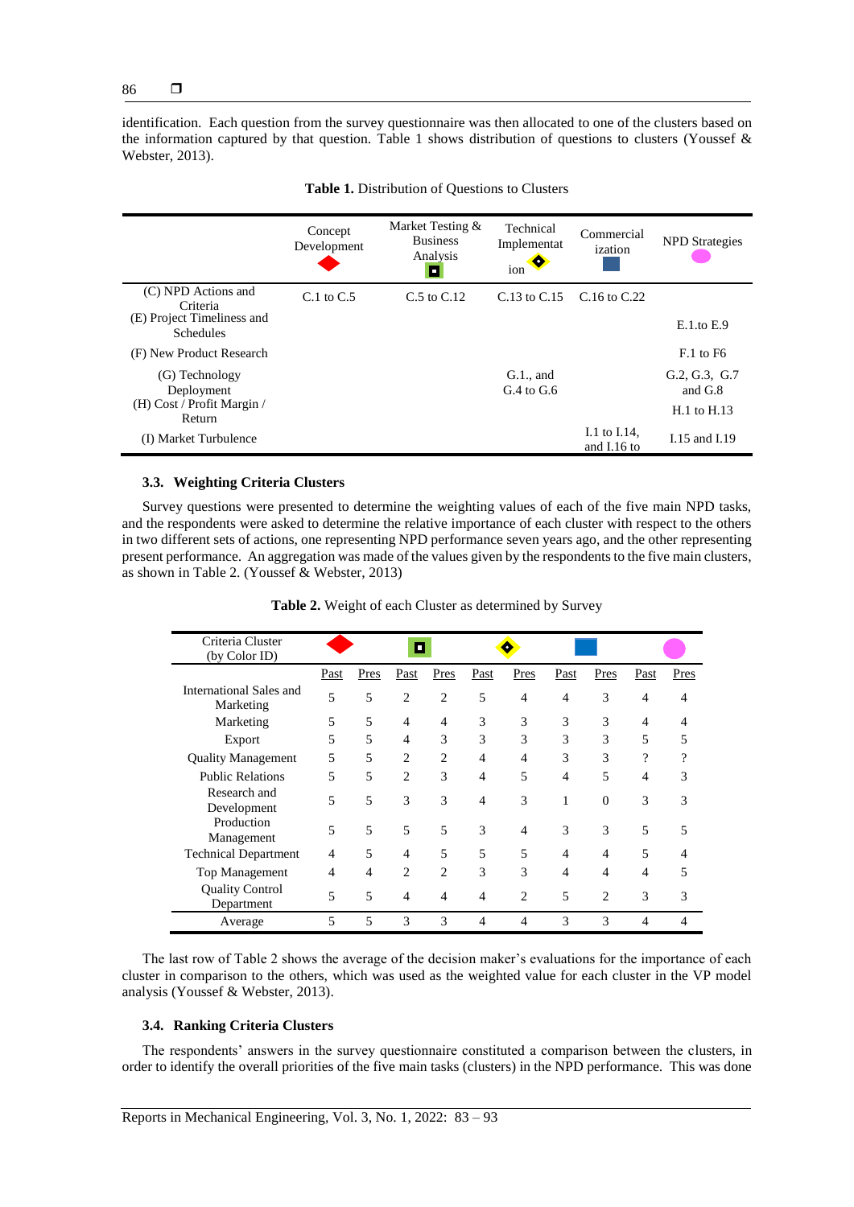identification. Each question from the survey questionnaire was then allocated to one of the clusters based on the information captured by that question. Table 1 shows distribution of questions to clusters (Youssef & Webster, 2013).

**Table 1.** Distribution of Questions to Clusters

| | Concept Development | Market Testing & Business Analysis | Technical Implementation | Commercialization | NPD Strategies |
|---|---|---|---|---|---|
| (C) NPD Actions and Criteria | C.1 to C.5 | C.5 to C.12 | C.13 to C.15 | C.16 to C.22 | |
| (E) Project Timeliness and Schedules | | | | | E.1.to E.9 |
| (F) New Product Research | | | | | F.1 to F6 |
| (G) Technology Deployment | | | G.1., and G.4 to G.6 | | G.2, G.3, G.7 and G.8 |
| (H) Cost / Profit Margin / Return | | | | | H.1 to H.13 |
| (I) Market Turbulence | | | | I.1 to I.14, and I.16 to | I.15 and I.19 |

### 3.3. Weighting Criteria Clusters

Survey questions were presented to determine the weighting values of each of the five main NPD tasks, and the respondents were asked to determine the relative importance of each cluster with respect to the others in two different sets of actions, one representing NPD performance seven years ago, and the other representing present performance. An aggregation was made of the values given by the respondents to the five main clusters, as shown in Table 2. (Youssef & Webster, 2013)

**Table 2.** Weight of each Cluster as determined by Survey

| Criteria Cluster (by Color ID) | Red diamond | | Green square | | Yellow diamond | | Blue square | | Pink circle | |
|---|---|---|---|---|---|---|---|---|---|---|
| | Past | Pres | Past | Pres | Past | Pres | Past | Pres | Past | Pres |
| International Sales and Marketing | 5 | 5 | 2 | 2 | 5 | 4 | 4 | 3 | 4 | 4 |
| Marketing | 5 | 5 | 4 | 4 | 3 | 3 | 3 | 3 | 4 | 4 |
| Export | 5 | 5 | 4 | 3 | 3 | 3 | 3 | 3 | 5 | 5 |
| Quality Management | 5 | 5 | 2 | 2 | 4 | 4 | 3 | 3 | ? | ? |
| Public Relations | 5 | 5 | 2 | 3 | 4 | 5 | 4 | 5 | 4 | 3 |
| Research and Development | 5 | 5 | 3 | 3 | 4 | 3 | 1 | 0 | 3 | 3 |
| Production Management | 5 | 5 | 5 | 5 | 3 | 4 | 3 | 3 | 5 | 5 |
| Technical Department | 4 | 5 | 4 | 5 | 5 | 5 | 4 | 4 | 5 | 4 |
| Top Management | 4 | 4 | 2 | 2 | 3 | 3 | 4 | 4 | 4 | 5 |
| Quality Control Department | 5 | 5 | 4 | 4 | 4 | 2 | 5 | 2 | 3 | 3 |
| Average | 5 | 5 | 3 | 3 | 4 | 4 | 3 | 3 | 4 | 4 |

The last row of Table 2 shows the average of the decision maker's evaluations for the importance of each cluster in comparison to the others, which was used as the weighted value for each cluster in the VP model analysis (Youssef & Webster, 2013).

### 3.4. Ranking Criteria Clusters

The respondents' answers in the survey questionnaire constituted a comparison between the clusters, in order to identify the overall priorities of the five main tasks (clusters) in the NPD performance. This was done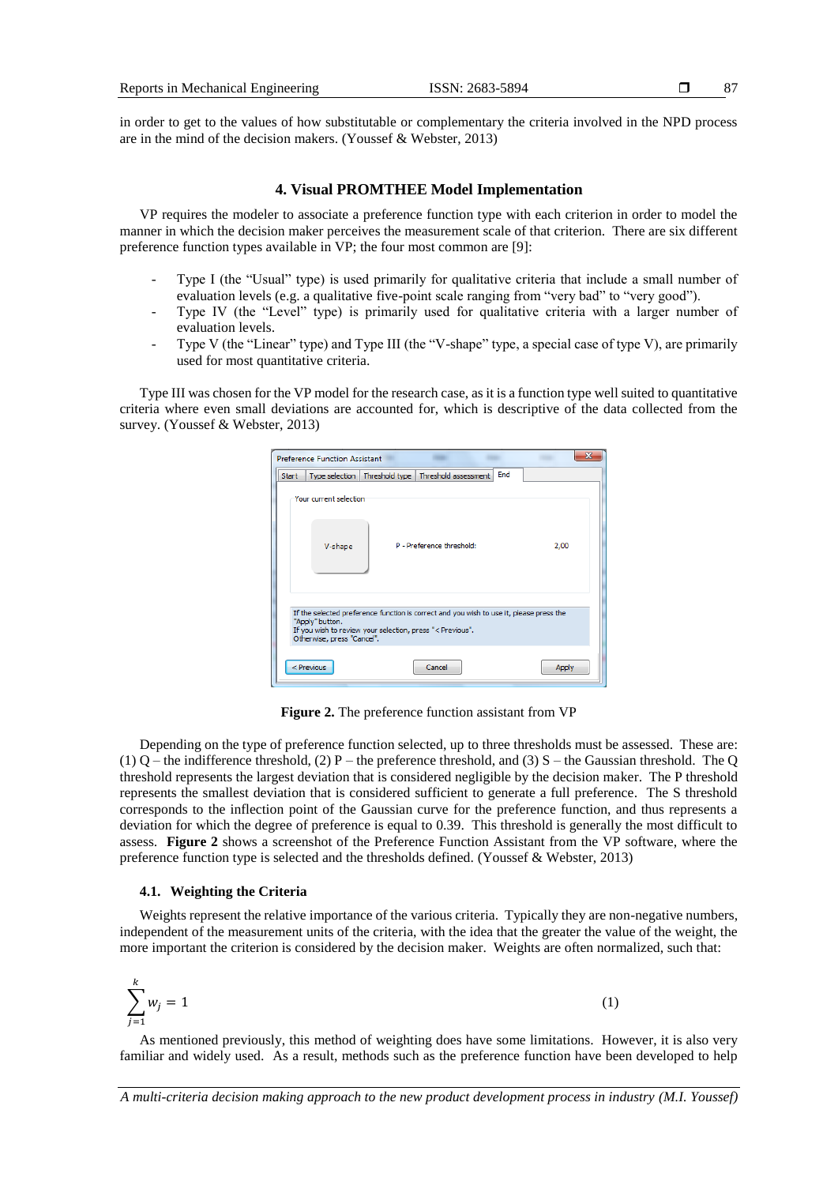in order to get to the values of how substitutable or complementary the criteria involved in the NPD process are in the mind of the decision makers. (Youssef & Webster, 2013)

## 4. Visual PROMTHEE Model Implementation

VP requires the modeler to associate a preference function type with each criterion in order to model the manner in which the decision maker perceives the measurement scale of that criterion. There are six different preference function types available in VP; the four most common are [9]:

- Type I (the "Usual" type) is used primarily for qualitative criteria that include a small number of evaluation levels (e.g. a qualitative five-point scale ranging from "very bad" to "very good").
- Type IV (the "Level" type) is primarily used for qualitative criteria with a larger number of evaluation levels.
- Type V (the "Linear" type) and Type III (the "V-shape" type, a special case of type V), are primarily used for most quantitative criteria.

Type III was chosen for the VP model for the research case, as it is a function type well suited to quantitative criteria where even small deviations are accounted for, which is descriptive of the data collected from the survey. (Youssef & Webster, 2013)

**Figure 2.** The preference function assistant from VP

Depending on the type of preference function selected, up to three thresholds must be assessed. These are: (1) Q – the indifference threshold, (2) P – the preference threshold, and (3) S – the Gaussian threshold. The Q threshold represents the largest deviation that is considered negligible by the decision maker. The P threshold represents the smallest deviation that is considered sufficient to generate a full preference. The S threshold corresponds to the inflection point of the Gaussian curve for the preference function, and thus represents a deviation for which the degree of preference is equal to 0.39. This threshold is generally the most difficult to assess. **Figure 2** shows a screenshot of the Preference Function Assistant from the VP software, where the preference function type is selected and the thresholds defined. (Youssef & Webster, 2013)

### 4.1. Weighting the Criteria

Weights represent the relative importance of the various criteria. Typically they are non-negative numbers, independent of the measurement units of the criteria, with the idea that the greater the value of the weight, the more important the criterion is considered by the decision maker. Weights are often normalized, such that:

$$\sum_{j=1}^{k} w_j = 1 \tag{1}$$

As mentioned previously, this method of weighting does have some limitations. However, it is also very familiar and widely used. As a result, methods such as the preference function have been developed to help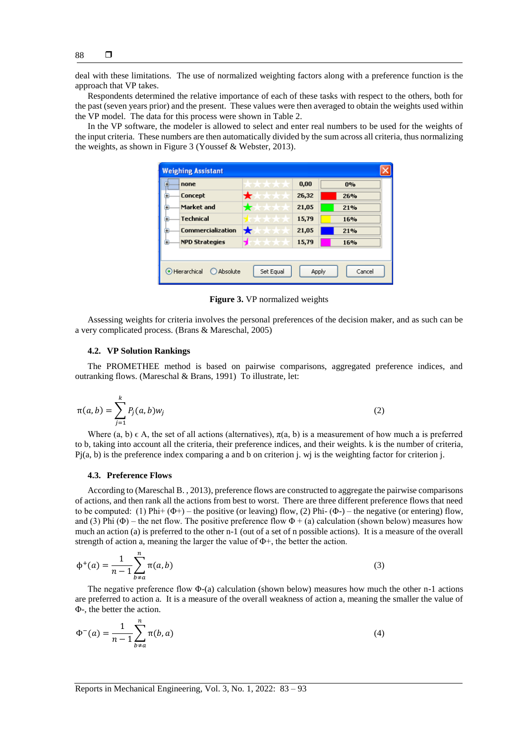deal with these limitations. The use of normalized weighting factors along with a preference function is the approach that VP takes.

Respondents determined the relative importance of each of these tasks with respect to the others, both for the past (seven years prior) and the present. These values were then averaged to obtain the weights used within the VP model. The data for this process were shown in Table 2.

In the VP software, the modeler is allowed to select and enter real numbers to be used for the weights of the input criteria. These numbers are then automatically divided by the sum across all criteria, thus normalizing the weights, as shown in Figure 3 (Youssef & Webster, 2013).

**Figure 3.** VP normalized weights

Assessing weights for criteria involves the personal preferences of the decision maker, and as such can be a very complicated process. (Brans & Mareschal, 2005)

### 4.2. VP Solution Rankings

The PROMETHEE method is based on pairwise comparisons, aggregated preference indices, and outranking flows. (Mareschal & Brans, 1991) To illustrate, let:

$$\pi(a,b) = \sum_{j=1}^{k} P_j(a,b)w_j \tag{2}$$

Where (a, b) ϵ A, the set of all actions (alternatives), π(a, b) is a measurement of how much a is preferred to b, taking into account all the criteria, their preference indices, and their weights. k is the number of criteria, Pj(a, b) is the preference index comparing a and b on criterion j. wj is the weighting factor for criterion j.

### 4.3. Preference Flows

According to (Mareschal B. , 2013), preference flows are constructed to aggregate the pairwise comparisons of actions, and then rank all the actions from best to worst. There are three different preference flows that need to be computed: (1) Phi+ (Φ+) – the positive (or leaving) flow, (2) Phi- (Φ-) – the negative (or entering) flow, and (3) Phi (Φ) – the net flow. The positive preference flow Φ + (a) calculation (shown below) measures how much an action (a) is preferred to the other n-1 (out of a set of n possible actions). It is a measure of the overall strength of action a, meaning the larger the value of Φ+, the better the action.

$$\phi^{+}(a) = \frac{1}{n-1}\sum_{b \neq a}^{n} \pi(a,b) \tag{3}$$

The negative preference flow Φ-(a) calculation (shown below) measures how much the other n-1 actions are preferred to action a. It is a measure of the overall weakness of action a, meaning the smaller the value of Φ-, the better the action.

$$\Phi^{-}(a) = \frac{1}{n-1}\sum_{b \neq a}^{n} \pi(b,a) \tag{4}$$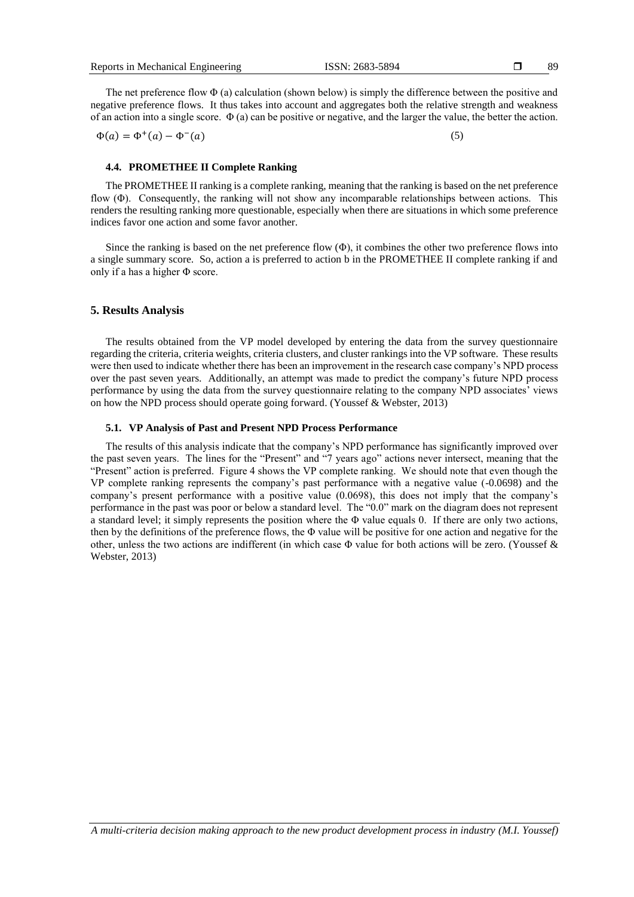The net preference flow Φ (a) calculation (shown below) is simply the difference between the positive and negative preference flows. It thus takes into account and aggregates both the relative strength and weakness of an action into a single score. Φ (a) can be positive or negative, and the larger the value, the better the action.

$$\Phi(a) = \Phi^{+}(a) - \Phi^{-}(a) \tag{5}$$

### 4.4. PROMETHEE II Complete Ranking

The PROMETHEE II ranking is a complete ranking, meaning that the ranking is based on the net preference flow (Φ). Consequently, the ranking will not show any incomparable relationships between actions. This renders the resulting ranking more questionable, especially when there are situations in which some preference indices favor one action and some favor another.

Since the ranking is based on the net preference flow (Φ), it combines the other two preference flows into a single summary score. So, action a is preferred to action b in the PROMETHEE II complete ranking if and only if a has a higher Φ score.

## 5. Results Analysis

The results obtained from the VP model developed by entering the data from the survey questionnaire regarding the criteria, criteria weights, criteria clusters, and cluster rankings into the VP software. These results were then used to indicate whether there has been an improvement in the research case company's NPD process over the past seven years. Additionally, an attempt was made to predict the company's future NPD process performance by using the data from the survey questionnaire relating to the company NPD associates' views on how the NPD process should operate going forward. (Youssef & Webster, 2013)

### 5.1. VP Analysis of Past and Present NPD Process Performance

The results of this analysis indicate that the company's NPD performance has significantly improved over the past seven years. The lines for the "Present" and "7 years ago" actions never intersect, meaning that the "Present" action is preferred. Figure 4 shows the VP complete ranking. We should note that even though the VP complete ranking represents the company's past performance with a negative value (-0.0698) and the company's present performance with a positive value (0.0698), this does not imply that the company's performance in the past was poor or below a standard level. The "0.0" mark on the diagram does not represent a standard level; it simply represents the position where the Φ value equals 0. If there are only two actions, then by the definitions of the preference flows, the Φ value will be positive for one action and negative for the other, unless the two actions are indifferent (in which case Φ value for both actions will be zero. (Youssef & Webster, 2013)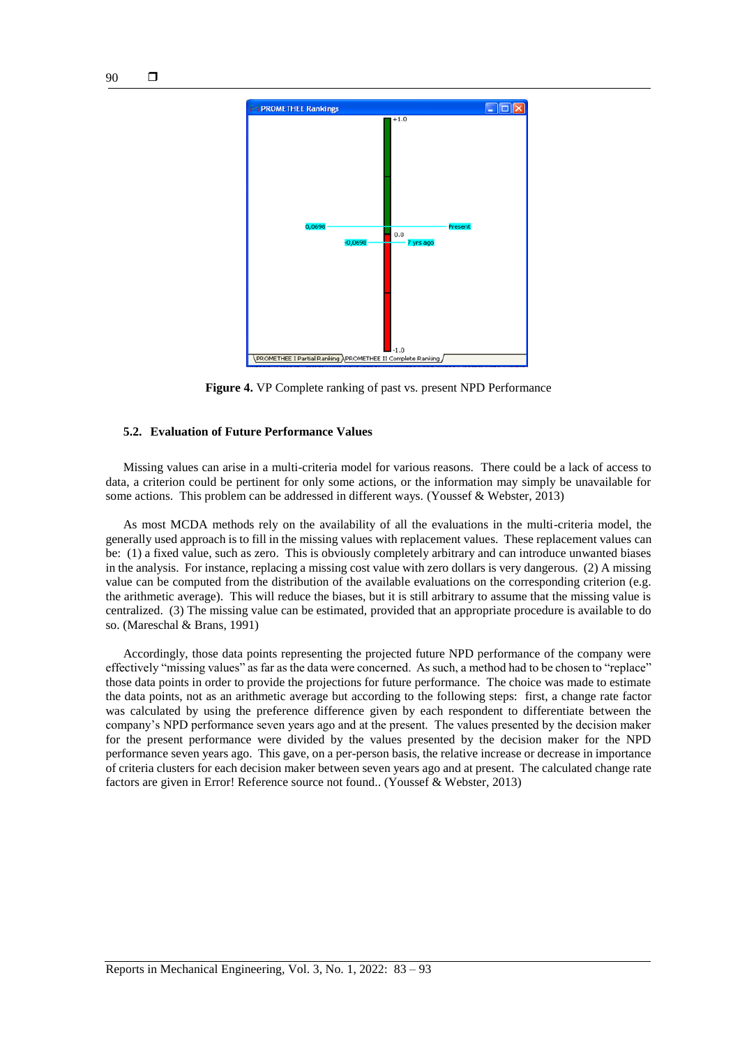**Figure 4.** VP Complete ranking of past vs. present NPD Performance

### 5.2. Evaluation of Future Performance Values

Missing values can arise in a multi-criteria model for various reasons. There could be a lack of access to data, a criterion could be pertinent for only some actions, or the information may simply be unavailable for some actions. This problem can be addressed in different ways. (Youssef & Webster, 2013)

As most MCDA methods rely on the availability of all the evaluations in the multi-criteria model, the generally used approach is to fill in the missing values with replacement values. These replacement values can be: (1) a fixed value, such as zero. This is obviously completely arbitrary and can introduce unwanted biases in the analysis. For instance, replacing a missing cost value with zero dollars is very dangerous. (2) A missing value can be computed from the distribution of the available evaluations on the corresponding criterion (e.g. the arithmetic average). This will reduce the biases, but it is still arbitrary to assume that the missing value is centralized. (3) The missing value can be estimated, provided that an appropriate procedure is available to do so. (Mareschal & Brans, 1991)

Accordingly, those data points representing the projected future NPD performance of the company were effectively "missing values" as far as the data were concerned. As such, a method had to be chosen to "replace" those data points in order to provide the projections for future performance. The choice was made to estimate the data points, not as an arithmetic average but according to the following steps: first, a change rate factor was calculated by using the preference difference given by each respondent to differentiate between the company's NPD performance seven years ago and at the present. The values presented by the decision maker for the present performance were divided by the values presented by the decision maker for the NPD performance seven years ago. This gave, on a per-person basis, the relative increase or decrease in importance of criteria clusters for each decision maker between seven years ago and at present. The calculated change rate factors are given in Error! Reference source not found.. (Youssef & Webster, 2013)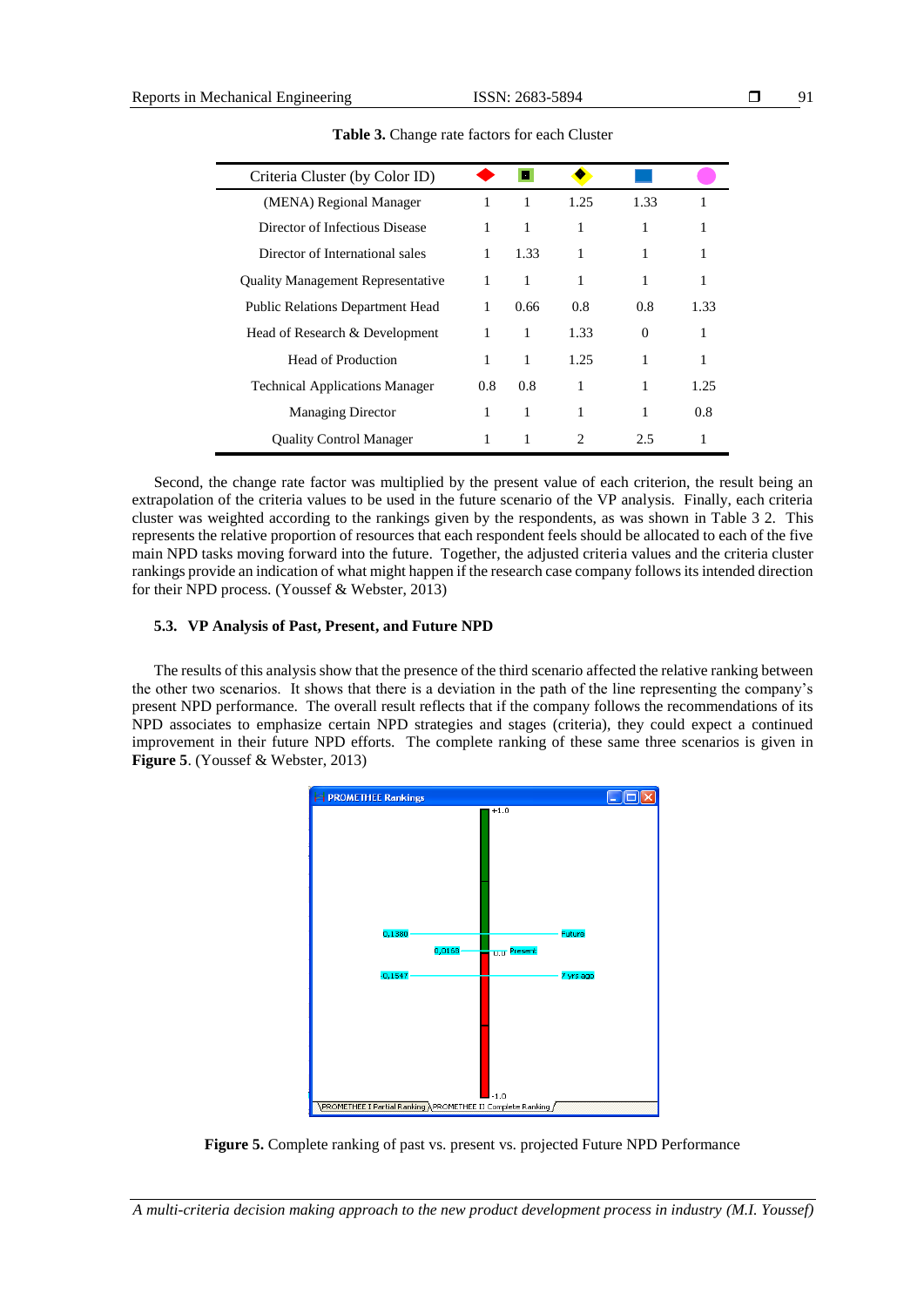**Table 3.** Change rate factors for each Cluster

| Criteria Cluster (by Color ID) | ◆ (red) | ■ (green) | ◆ (yellow) | ■ (blue) | ● (pink) |
|---|---|---|---|---|---|
| (MENA) Regional Manager | 1 | 1 | 1.25 | 1.33 | 1 |
| Director of Infectious Disease | 1 | 1 | 1 | 1 | 1 |
| Director of International sales | 1 | 1.33 | 1 | 1 | 1 |
| Quality Management Representative | 1 | 1 | 1 | 1 | 1 |
| Public Relations Department Head | 1 | 0.66 | 0.8 | 0.8 | 1.33 |
| Head of Research & Development | 1 | 1 | 1.33 | 0 | 1 |
| Head of Production | 1 | 1 | 1.25 | 1 | 1 |
| Technical Applications Manager | 0.8 | 0.8 | 1 | 1 | 1.25 |
| Managing Director | 1 | 1 | 1 | 1 | 0.8 |
| Quality Control Manager | 1 | 1 | 2 | 2.5 | 1 |

Second, the change rate factor was multiplied by the present value of each criterion, the result being an extrapolation of the criteria values to be used in the future scenario of the VP analysis. Finally, each criteria cluster was weighted according to the rankings given by the respondents, as was shown in Table 3 2. This represents the relative proportion of resources that each respondent feels should be allocated to each of the five main NPD tasks moving forward into the future. Together, the adjusted criteria values and the criteria cluster rankings provide an indication of what might happen if the research case company follows its intended direction for their NPD process. (Youssef & Webster, 2013)

### 5.3. VP Analysis of Past, Present, and Future NPD

The results of this analysis show that the presence of the third scenario affected the relative ranking between the other two scenarios. It shows that there is a deviation in the path of the line representing the company's present NPD performance. The overall result reflects that if the company follows the recommendations of its NPD associates to emphasize certain NPD strategies and stages (criteria), they could expect a continued improvement in their future NPD efforts. The complete ranking of these same three scenarios is given in **Figure 5**. (Youssef & Webster, 2013)

**Figure 5.** Complete ranking of past vs. present vs. projected Future NPD Performance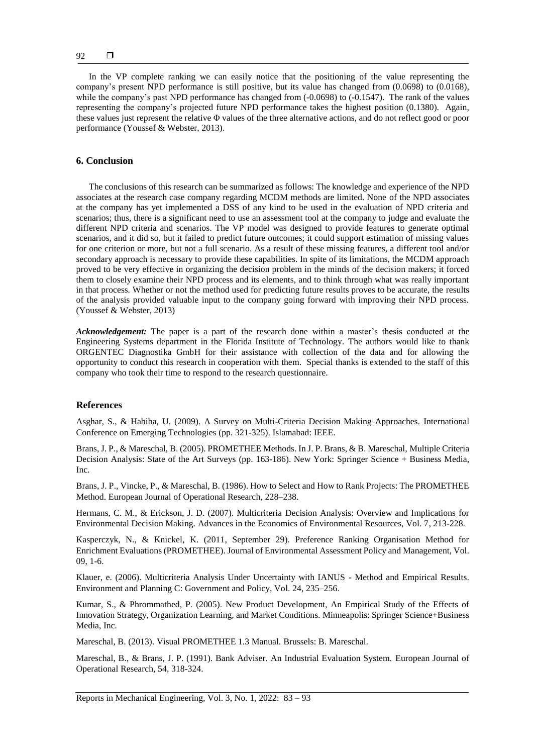In the VP complete ranking we can easily notice that the positioning of the value representing the company's present NPD performance is still positive, but its value has changed from (0.0698) to (0.0168), while the company's past NPD performance has changed from (-0.0698) to (-0.1547). The rank of the values representing the company's projected future NPD performance takes the highest position (0.1380). Again, these values just represent the relative Φ values of the three alternative actions, and do not reflect good or poor performance (Youssef & Webster, 2013).

## 6. Conclusion

The conclusions of this research can be summarized as follows: The knowledge and experience of the NPD associates at the research case company regarding MCDM methods are limited. None of the NPD associates at the company has yet implemented a DSS of any kind to be used in the evaluation of NPD criteria and scenarios; thus, there is a significant need to use an assessment tool at the company to judge and evaluate the different NPD criteria and scenarios. The VP model was designed to provide features to generate optimal scenarios, and it did so, but it failed to predict future outcomes; it could support estimation of missing values for one criterion or more, but not a full scenario. As a result of these missing features, a different tool and/or secondary approach is necessary to provide these capabilities. In spite of its limitations, the MCDM approach proved to be very effective in organizing the decision problem in the minds of the decision makers; it forced them to closely examine their NPD process and its elements, and to think through what was really important in that process. Whether or not the method used for predicting future results proves to be accurate, the results of the analysis provided valuable input to the company going forward with improving their NPD process. (Youssef & Webster, 2013)

***Acknowledgement:*** The paper is a part of the research done within a master's thesis conducted at the Engineering Systems department in the Florida Institute of Technology. The authors would like to thank ORGENTEC Diagnostika GmbH for their assistance with collection of the data and for allowing the opportunity to conduct this research in cooperation with them. Special thanks is extended to the staff of this company who took their time to respond to the research questionnaire.

## References

Asghar, S., & Habiba, U. (2009). A Survey on Multi-Criteria Decision Making Approaches. International Conference on Emerging Technologies (pp. 321-325). Islamabad: IEEE.

Brans, J. P., & Mareschal, B. (2005). PROMETHEE Methods. In J. P. Brans, & B. Mareschal, Multiple Criteria Decision Analysis: State of the Art Surveys (pp. 163-186). New York: Springer Science + Business Media, Inc.

Brans, J. P., Vincke, P., & Mareschal, B. (1986). How to Select and How to Rank Projects: The PROMETHEE Method. European Journal of Operational Research, 228–238.

Hermans, C. M., & Erickson, J. D. (2007). Multicriteria Decision Analysis: Overview and Implications for Environmental Decision Making. Advances in the Economics of Environmental Resources, Vol. 7, 213-228.

Kasperczyk, N., & Knickel, K. (2011, September 29). Preference Ranking Organisation Method for Enrichment Evaluations (PROMETHEE). Journal of Environmental Assessment Policy and Management, Vol. 09, 1-6.

Klauer, e. (2006). Multicriteria Analysis Under Uncertainty with IANUS - Method and Empirical Results. Environment and Planning C: Government and Policy, Vol. 24, 235–256.

Kumar, S., & Phrommathed, P. (2005). New Product Development, An Empirical Study of the Effects of Innovation Strategy, Organization Learning, and Market Conditions. Minneapolis: Springer Science+Business Media, Inc.

Mareschal, B. (2013). Visual PROMETHEE 1.3 Manual. Brussels: B. Mareschal.

Mareschal, B., & Brans, J. P. (1991). Bank Adviser. An Industrial Evaluation System. European Journal of Operational Research, 54, 318-324.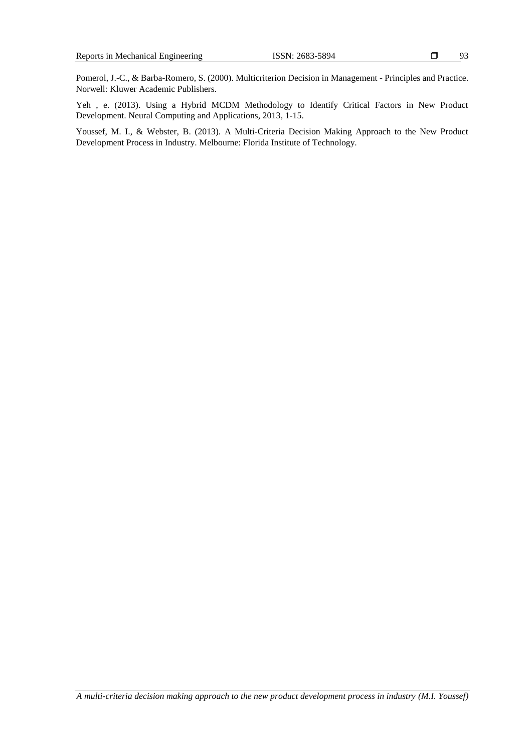Pomerol, J.-C., & Barba-Romero, S. (2000). Multicriterion Decision in Management - Principles and Practice. Norwell: Kluwer Academic Publishers.

Yeh , e. (2013). Using a Hybrid MCDM Methodology to Identify Critical Factors in New Product Development. Neural Computing and Applications, 2013, 1-15.

Youssef, M. I., & Webster, B. (2013). A Multi-Criteria Decision Making Approach to the New Product Development Process in Industry. Melbourne: Florida Institute of Technology.